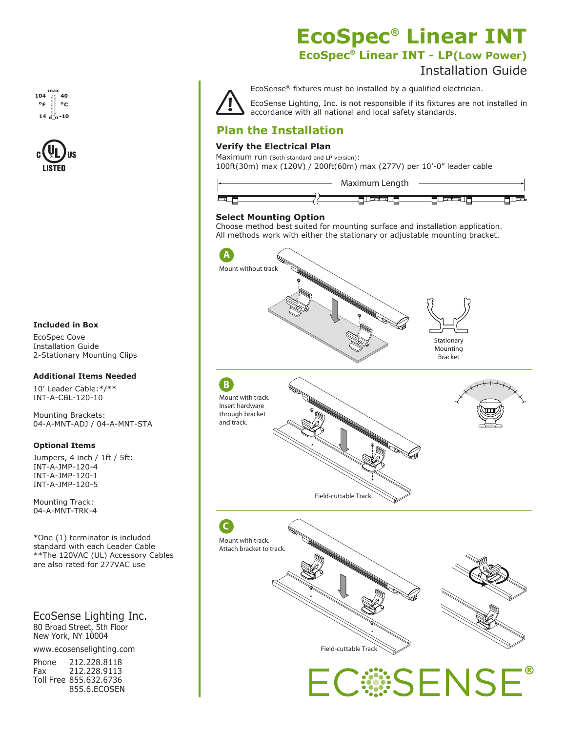# EcoSpec® Linear INT

## EcoSpec® Linear INT - LP(Low Power)

Installation Guide

max 104 °F 40 °C 14 -10

c UL US LISTED

EcoSense® fixtures must be installed by a qualified electrician.

EcoSense Lighting, Inc. is not responsible if its fixtures are not installed in accordance with all national and local safety standards.

## Plan the Installation

### Verify the Electrical Plan

Maximum run (Both standard and LP version):
100ft(30m) max (120V) / 200ft(60m) max (277V) per 10'-0" leader cable

Maximum Length

### Select Mounting Option

Choose method best suited for mounting surface and installation application.
All methods work with either the stationary or adjustable mounting bracket.

**A** Mount without track

Stationary Mounting Bracket

**B** Mount with track. Insert hardware through bracket and track.

Field-cuttable Track

**C** Mount with track. Attach bracket to track.

Field-cuttable Track

### Included in Box

EcoSpec Cove
Installation Guide
2-Stationary Mounting Clips

### Additional Items Needed

10' Leader Cable:*/**
INT-A-CBL-120-10

Mounting Brackets:
04-A-MNT-ADJ / 04-A-MNT-STA

### Optional Items

Jumpers, 4 inch / 1ft / 5ft:
INT-A-JMP-120-4
INT-A-JMP-120-1
INT-A-JMP-120-5

Mounting Track:
04-A-MNT-TRK-4

*One (1) terminator is included standard with each Leader Cable
**The 120VAC (UL) Accessory Cables are also rated for 277VAC use

EcoSense Lighting Inc.
80 Broad Street, 5th Floor
New York, NY 10004

www.ecosenselighting.com

Phone 212.228.8118
Fax 212.228.9113
Toll Free 855.632.6736
855.6.ECOSEN

ECOSENSE®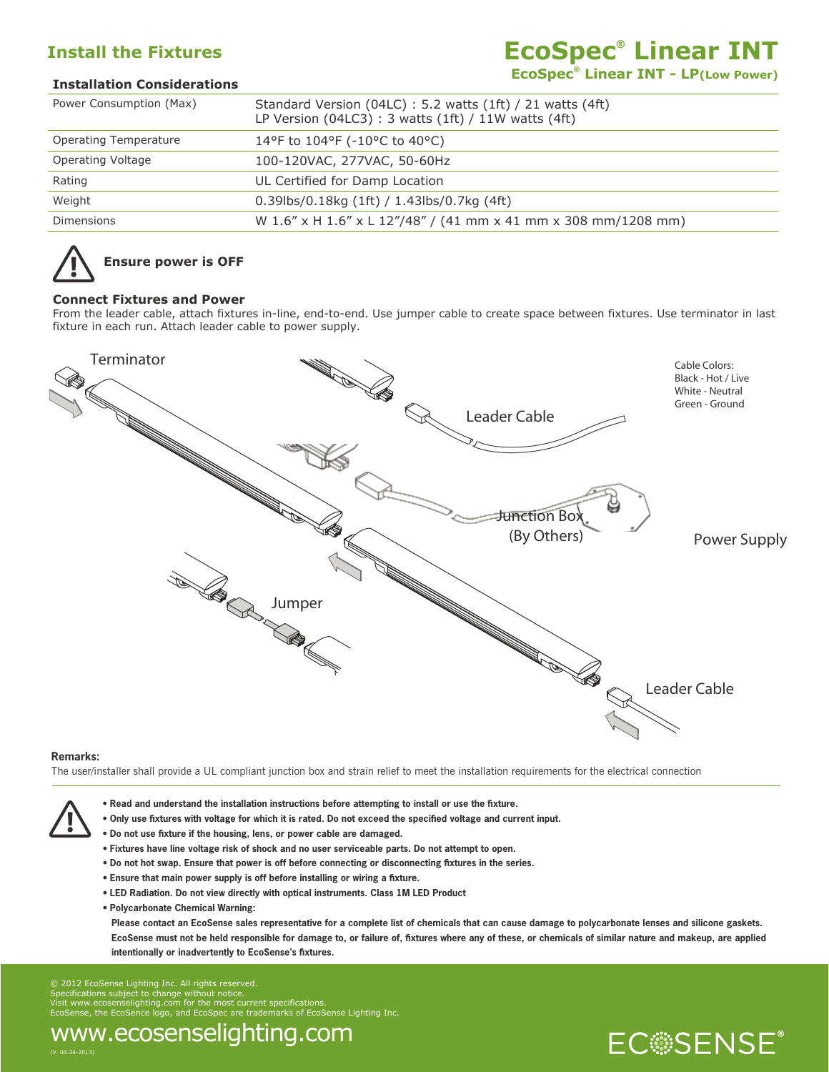## Install the Fixtures

# EcoSpec® Linear INT

### EcoSpec® Linear INT - LP(Low Power)

### Installation Considerations

| | |
|---|---|
| Power Consumption (Max) | Standard Version (04LC) : 5.2 watts (1ft) / 21 watts (4ft)<br>LP Version (04LC3) : 3 watts (1ft) / 11W watts (4ft) |
| Operating Temperature | 14°F to 104°F (-10°C to 40°C) |
| Operating Voltage | 100-120VAC, 277VAC, 50-60Hz |
| Rating | UL Certified for Damp Location |
| Weight | 0.39lbs/0.18kg (1ft) / 1.43lbs/0.7kg (4ft) |
| Dimensions | W 1.6" x H 1.6" x L 12"/48" / (41 mm x 41 mm x 308 mm/1208 mm) |

**Ensure power is OFF**

### Connect Fixtures and Power

From the leader cable, attach fixtures in-line, end-to-end. Use jumper cable to create space between fixtures. Use terminator in last fixture in each run. Attach leader cable to power supply.

Terminator

Leader Cable

Cable Colors:
Black - Hot / Live
White - Neutral
Green - Ground

Junction Box
(By Others)

Power Supply

Jumper

Leader Cable

**Remarks:**

The user/installer shall provide a UL compliant junction box and strain relief to meet the installation requirements for the electrical connection

- **Read and understand the installation instructions before attempting to install or use the fixture.**
- **Only use fixtures with voltage for which it is rated. Do not exceed the specified voltage and current input.**
- **Do not use fixture if the housing, lens, or power cable are damaged.**
- **Fixtures have line voltage risk of shock and no user serviceable parts. Do not attempt to open.**
- **Do not hot swap. Ensure that power is off before connecting or disconnecting fixtures in the series.**
- **Ensure that main power supply is off before installing or wiring a fixture.**
- **LED Radiation. Do not view directly with optical instruments. Class 1M LED Product**
- **Polycarbonate Chemical Warning:**

  **Please contact an EcoSense sales representative for a complete list of chemicals that can cause damage to polycarbonate lenses and silicone gaskets. EcoSense must not be held responsible for damage to, or failure of, fixtures where any of these, or chemicals of similar nature and makeup, are applied intentionally or inadvertently to EcoSense's fixtures.**

© 2012 EcoSense Lighting Inc. All rights reserved.
Specifications subject to change without notice.
Visit www.ecosenselighting.com for the most current specifications.
EcoSense, the EcoSence logo, and EcoSpec are trademarks of EcoSense Lighting Inc.

www.ecosenselighting.com

(V. 04.24-2013)

ECOSENSE®